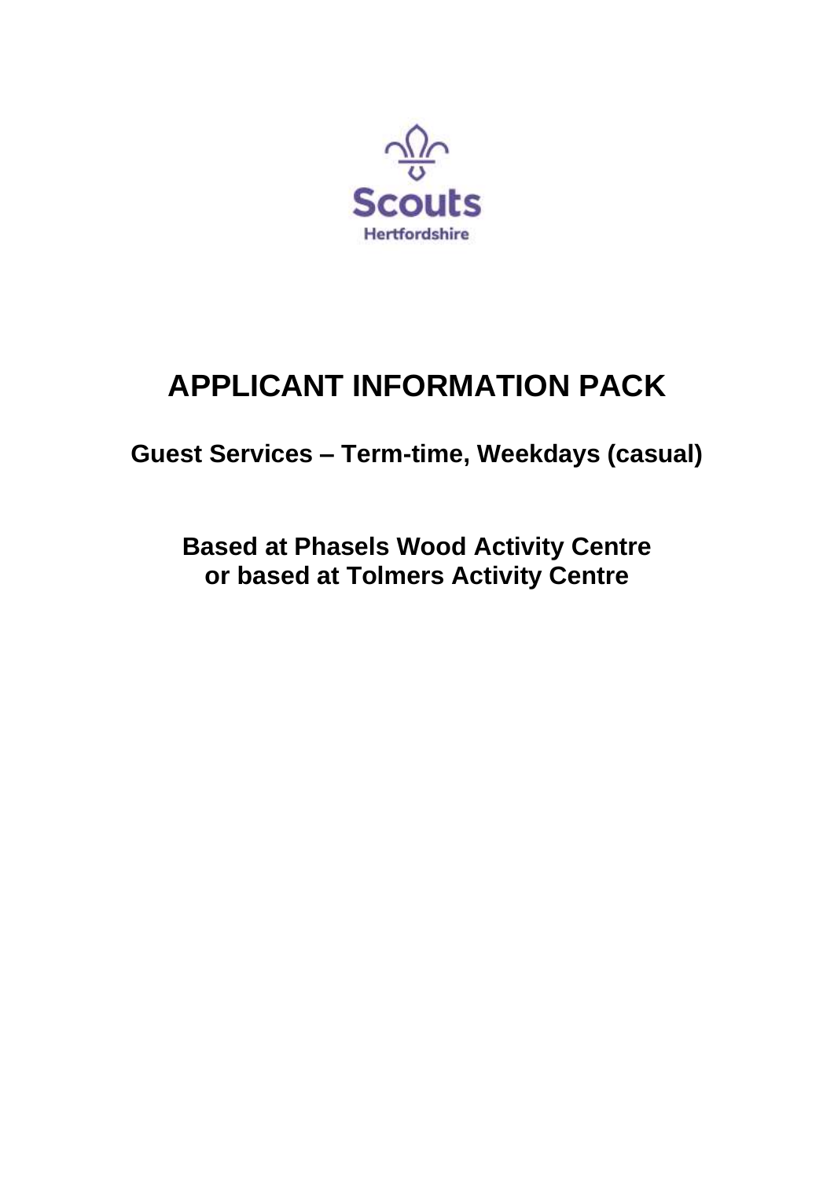Scouts

Hertfordshire

# APPLICANT INFORMATION PACK

## Guest Services – Term-time, Weekdays (casual)

### Based at Phasels Wood Activity Centre
### or based at Tolmers Activity Centre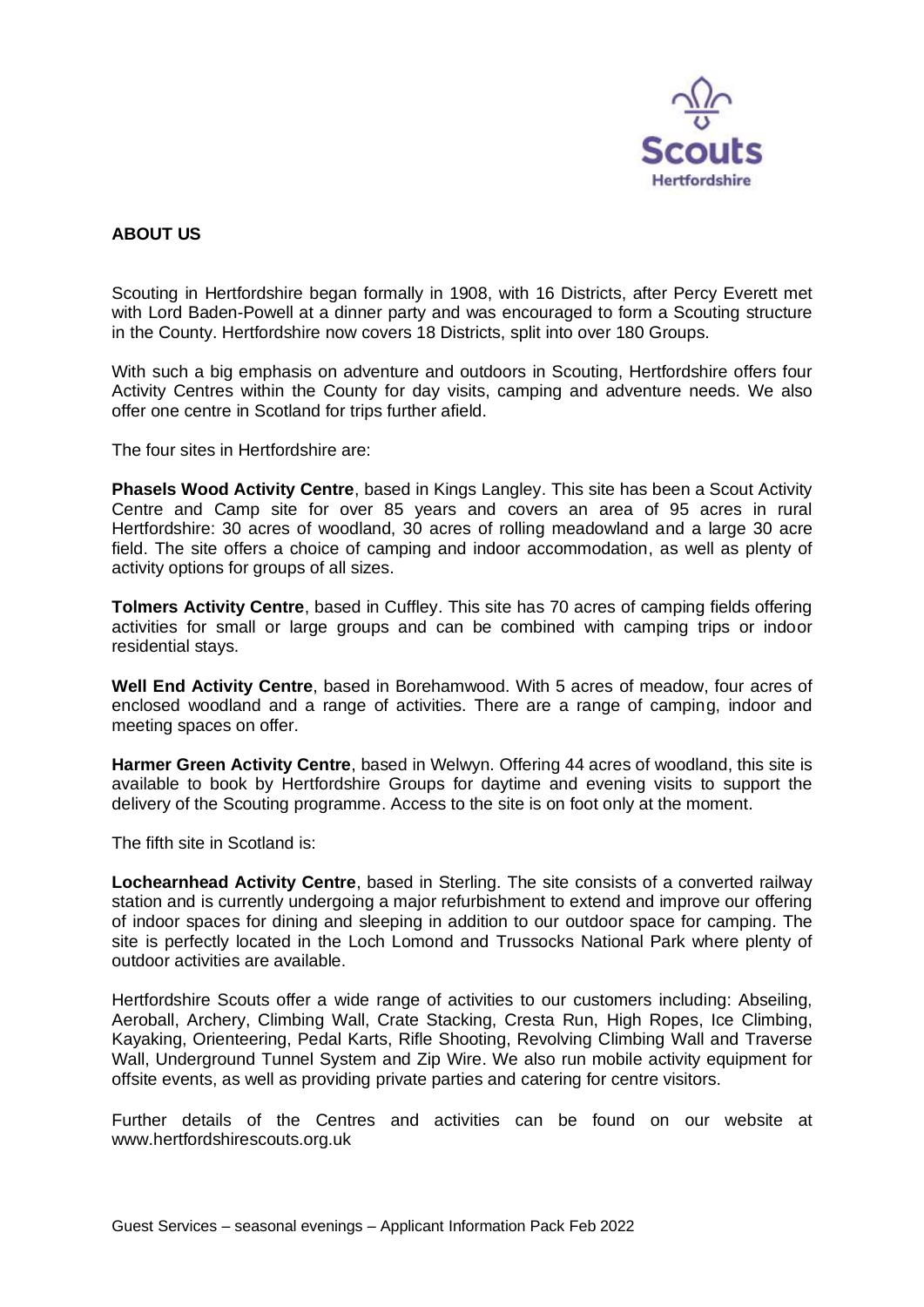## ABOUT US

Scouting in Hertfordshire began formally in 1908, with 16 Districts, after Percy Everett met with Lord Baden-Powell at a dinner party and was encouraged to form a Scouting structure in the County. Hertfordshire now covers 18 Districts, split into over 180 Groups.

With such a big emphasis on adventure and outdoors in Scouting, Hertfordshire offers four Activity Centres within the County for day visits, camping and adventure needs. We also offer one centre in Scotland for trips further afield.

The four sites in Hertfordshire are:

**Phasels Wood Activity Centre**, based in Kings Langley. This site has been a Scout Activity Centre and Camp site for over 85 years and covers an area of 95 acres in rural Hertfordshire: 30 acres of woodland, 30 acres of rolling meadowland and a large 30 acre field. The site offers a choice of camping and indoor accommodation, as well as plenty of activity options for groups of all sizes.

**Tolmers Activity Centre**, based in Cuffley. This site has 70 acres of camping fields offering activities for small or large groups and can be combined with camping trips or indoor residential stays.

**Well End Activity Centre**, based in Borehamwood. With 5 acres of meadow, four acres of enclosed woodland and a range of activities. There are a range of camping, indoor and meeting spaces on offer.

**Harmer Green Activity Centre**, based in Welwyn. Offering 44 acres of woodland, this site is available to book by Hertfordshire Groups for daytime and evening visits to support the delivery of the Scouting programme. Access to the site is on foot only at the moment.

The fifth site in Scotland is:

**Lochearnhead Activity Centre**, based in Sterling. The site consists of a converted railway station and is currently undergoing a major refurbishment to extend and improve our offering of indoor spaces for dining and sleeping in addition to our outdoor space for camping. The site is perfectly located in the Loch Lomond and Trussocks National Park where plenty of outdoor activities are available.

Hertfordshire Scouts offer a wide range of activities to our customers including: Abseiling, Aeroball, Archery, Climbing Wall, Crate Stacking, Cresta Run, High Ropes, Ice Climbing, Kayaking, Orienteering, Pedal Karts, Rifle Shooting, Revolving Climbing Wall and Traverse Wall, Underground Tunnel System and Zip Wire. We also run mobile activity equipment for offsite events, as well as providing private parties and catering for centre visitors.

Further details of the Centres and activities can be found on our website at www.hertfordshirescouts.org.uk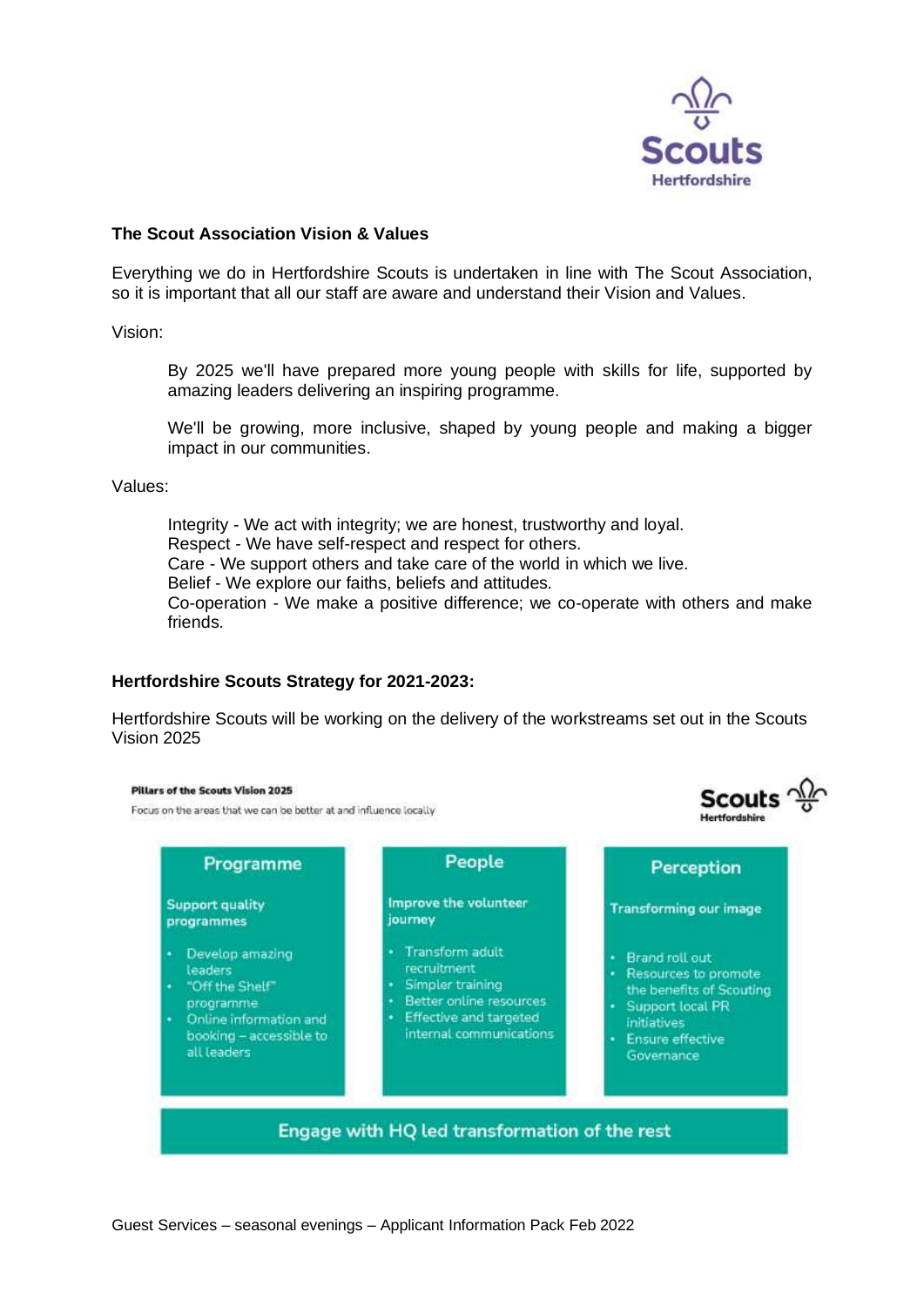### The Scout Association Vision & Values

Everything we do in Hertfordshire Scouts is undertaken in line with The Scout Association, so it is important that all our staff are aware and understand their Vision and Values.

Vision:

> By 2025 we'll have prepared more young people with skills for life, supported by amazing leaders delivering an inspiring programme.
>
> We'll be growing, more inclusive, shaped by young people and making a bigger impact in our communities.

Values:

> Integrity - We act with integrity; we are honest, trustworthy and loyal.
> Respect - We have self-respect and respect for others.
> Care - We support others and take care of the world in which we live.
> Belief - We explore our faiths, beliefs and attitudes.
> Co-operation - We make a positive difference; we co-operate with others and make friends.

### Hertfordshire Scouts Strategy for 2021-2023:

Hertfordshire Scouts will be working on the delivery of the workstreams set out in the Scouts Vision 2025

**Pillars of the Scouts Vision 2025**

Focus on the areas that we can be better at and influence locally

| Programme | People | Perception |
| --- | --- | --- |
| **Support quality programmes** | **Improve the volunteer journey** | **Transforming our image** |
| • Develop amazing leaders<br>• "Off the Shelf" programme<br>• Online information and booking – accessible to all leaders | • Transform adult recruitment<br>• Simpler training<br>• Better online resources<br>• Effective and targeted internal communications | • Brand roll out<br>• Resources to promote the benefits of Scouting<br>• Support local PR initiatives<br>• Ensure effective Governance |

**Engage with HQ led transformation of the rest**

Guest Services – seasonal evenings – Applicant Information Pack Feb 2022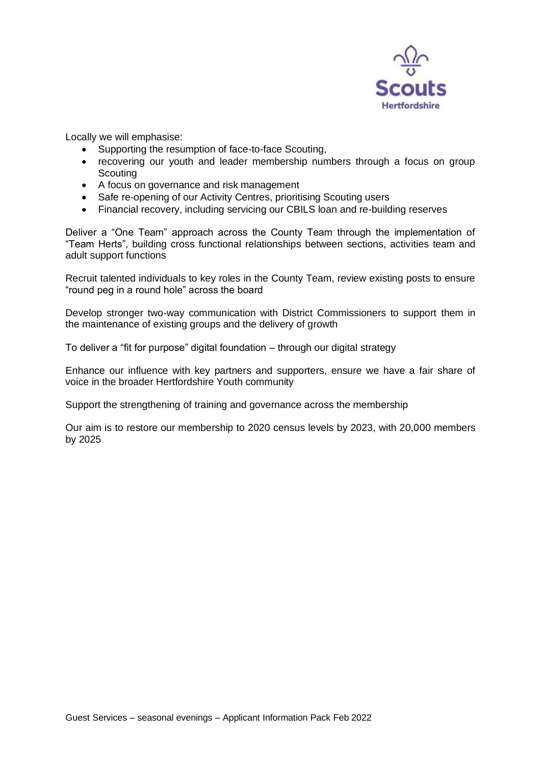Locally we will emphasise:

- Supporting the resumption of face-to-face Scouting,
- recovering our youth and leader membership numbers through a focus on group Scouting
- A focus on governance and risk management
- Safe re-opening of our Activity Centres, prioritising Scouting users
- Financial recovery, including servicing our CBILS loan and re-building reserves

Deliver a "One Team" approach across the County Team through the implementation of "Team Herts", building cross functional relationships between sections, activities team and adult support functions

Recruit talented individuals to key roles in the County Team, review existing posts to ensure "round peg in a round hole" across the board

Develop stronger two-way communication with District Commissioners to support them in the maintenance of existing groups and the delivery of growth

To deliver a "fit for purpose" digital foundation – through our digital strategy

Enhance our influence with key partners and supporters, ensure we have a fair share of voice in the broader Hertfordshire Youth community

Support the strengthening of training and governance across the membership

Our aim is to restore our membership to 2020 census levels by 2023, with 20,000 members by 2025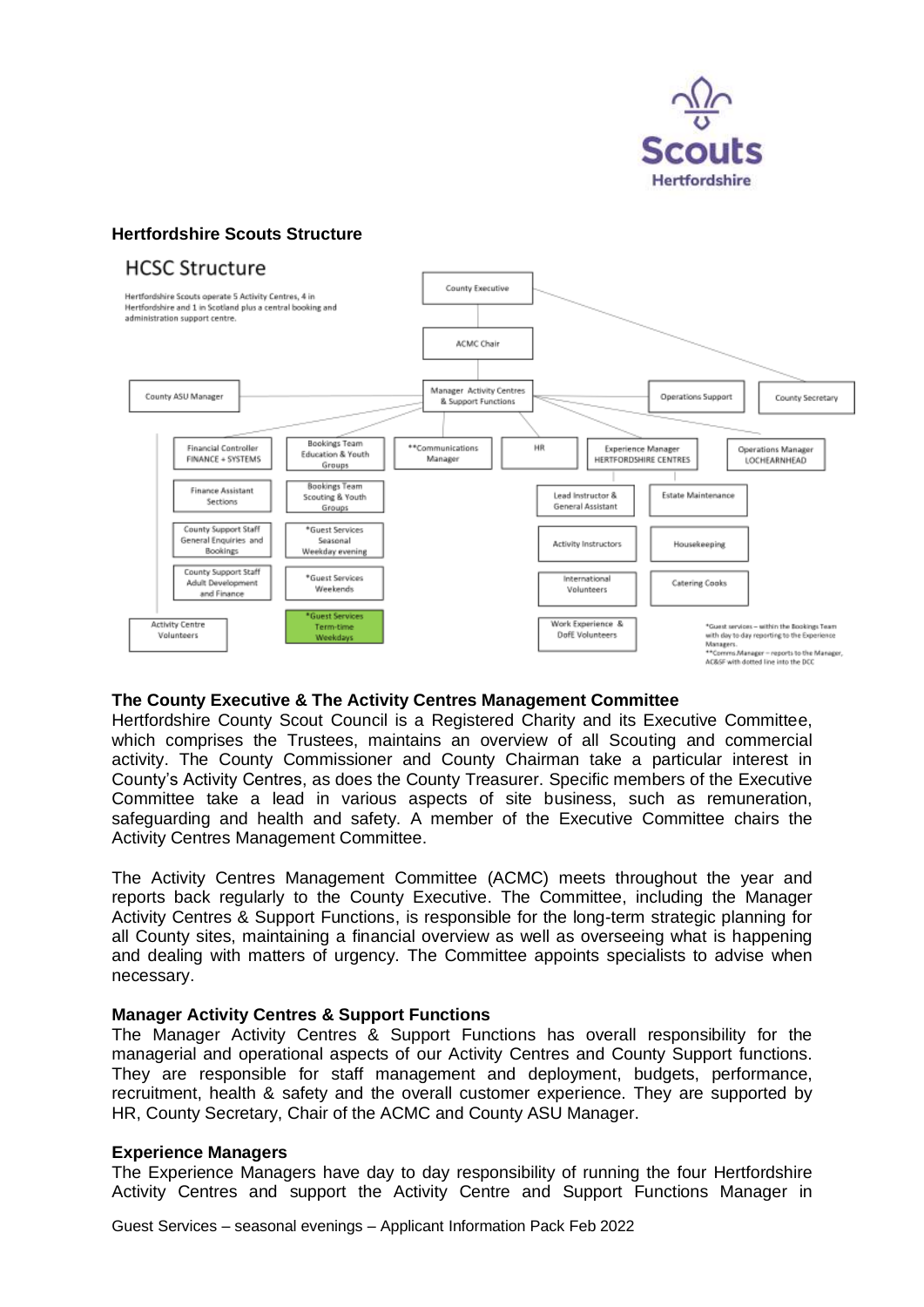### Hertfordshire Scouts Structure

## HCSC Structure

Hertfordshire Scouts operate 5 Activity Centres, 4 in Hertfordshire and 1 in Scotland plus a central booking and administration support centre.

- County Executive
  - ACMC Chair
    - Manager Activity Centres & Support Functions
      - County ASU Manager
      - Operations Support
      - County Secretary
      - Financial Controller FINANCE + SYSTEMS
        - Finance Assistant Sections
        - County Support Staff General Enquiries and Bookings
        - County Support Staff Adult Development and Finance
      - Bookings Team Education & Youth Groups
        - Bookings Team Scouting & Youth Groups
        - *Guest Services Seasonal Weekday evening
        - *Guest Services Weekends
        - *Guest Services Term-time Weekdays
      - **Communications Manager
      - HR
      - Experience Manager HERTFORDSHIRE CENTRES
        - Lead Instructor & General Assistant
          - Activity Instructors
          - International Volunteers
          - Work Experience & DofE Volunteers
        - Estate Maintenance
          - Housekeeping
          - Catering Cooks
      - Operations Manager LOCHEARNHEAD
      - Activity Centre Volunteers

*Guest services – within the Bookings Team with day to day reporting to the Experience Managers.
**Comms Manager – reports to the Manager, AC&SF with dotted line into the DCC

**The County Executive & The Activity Centres Management Committee**
Hertfordshire County Scout Council is a Registered Charity and its Executive Committee, which comprises the Trustees, maintains an overview of all Scouting and commercial activity. The County Commissioner and County Chairman take a particular interest in County's Activity Centres, as does the County Treasurer. Specific members of the Executive Committee take a lead in various aspects of site business, such as remuneration, safeguarding and health and safety. A member of the Executive Committee chairs the Activity Centres Management Committee.

The Activity Centres Management Committee (ACMC) meets throughout the year and reports back regularly to the County Executive. The Committee, including the Manager Activity Centres & Support Functions, is responsible for the long-term strategic planning for all County sites, maintaining a financial overview as well as overseeing what is happening and dealing with matters of urgency. The Committee appoints specialists to advise when necessary.

**Manager Activity Centres & Support Functions**
The Manager Activity Centres & Support Functions has overall responsibility for the managerial and operational aspects of our Activity Centres and County Support functions. They are responsible for staff management and deployment, budgets, performance, recruitment, health & safety and the overall customer experience. They are supported by HR, County Secretary, Chair of the ACMC and County ASU Manager.

**Experience Managers**
The Experience Managers have day to day responsibility of running the four Hertfordshire Activity Centres and support the Activity Centre and Support Functions Manager in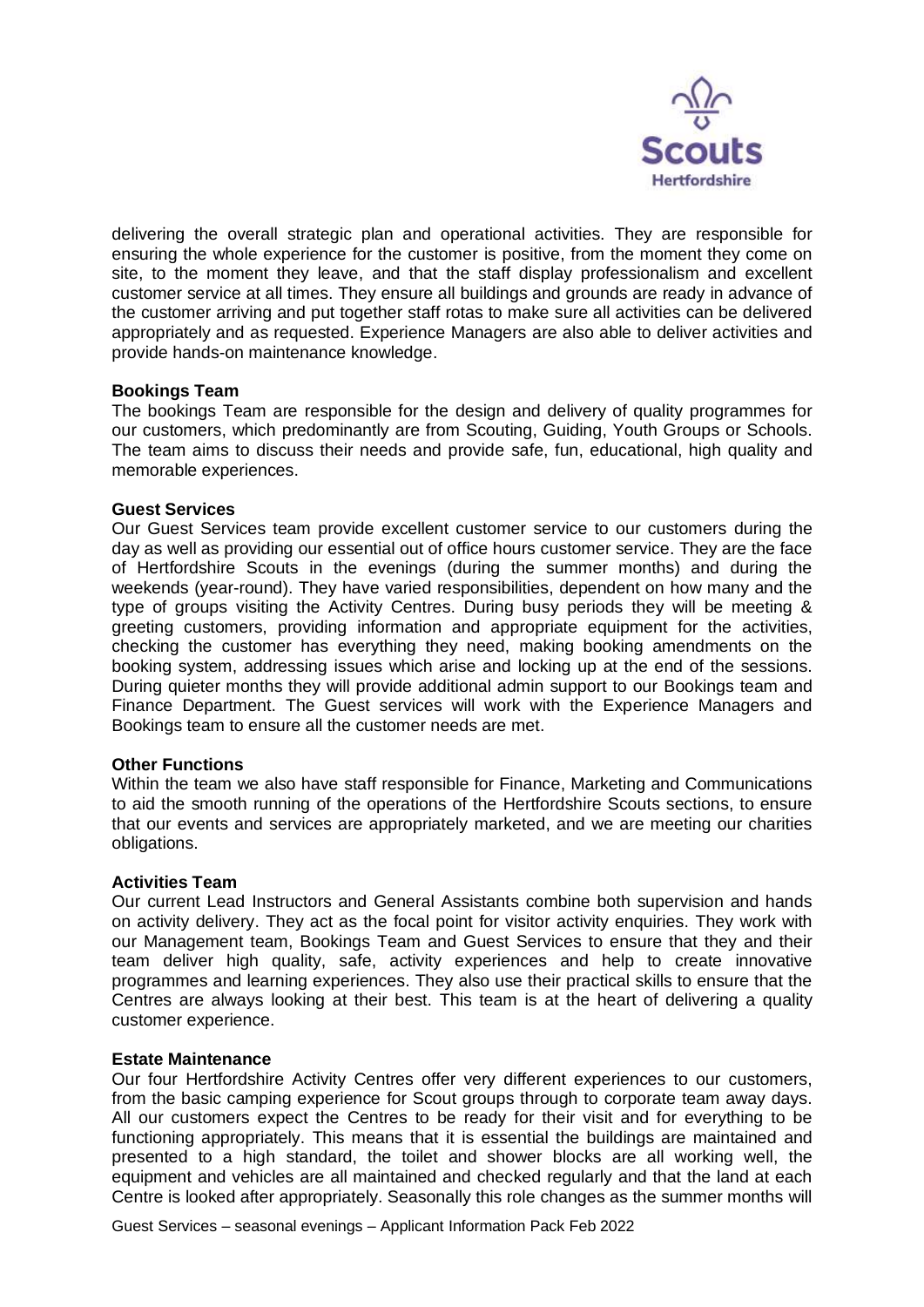delivering the overall strategic plan and operational activities. They are responsible for ensuring the whole experience for the customer is positive, from the moment they come on site, to the moment they leave, and that the staff display professionalism and excellent customer service at all times. They ensure all buildings and grounds are ready in advance of the customer arriving and put together staff rotas to make sure all activities can be delivered appropriately and as requested. Experience Managers are also able to deliver activities and provide hands-on maintenance knowledge.

**Bookings Team**
The bookings Team are responsible for the design and delivery of quality programmes for our customers, which predominantly are from Scouting, Guiding, Youth Groups or Schools. The team aims to discuss their needs and provide safe, fun, educational, high quality and memorable experiences.

**Guest Services**
Our Guest Services team provide excellent customer service to our customers during the day as well as providing our essential out of office hours customer service. They are the face of Hertfordshire Scouts in the evenings (during the summer months) and during the weekends (year-round). They have varied responsibilities, dependent on how many and the type of groups visiting the Activity Centres. During busy periods they will be meeting & greeting customers, providing information and appropriate equipment for the activities, checking the customer has everything they need, making booking amendments on the booking system, addressing issues which arise and locking up at the end of the sessions. During quieter months they will provide additional admin support to our Bookings team and Finance Department. The Guest services will work with the Experience Managers and Bookings team to ensure all the customer needs are met.

**Other Functions**
Within the team we also have staff responsible for Finance, Marketing and Communications to aid the smooth running of the operations of the Hertfordshire Scouts sections, to ensure that our events and services are appropriately marketed, and we are meeting our charities obligations.

**Activities Team**
Our current Lead Instructors and General Assistants combine both supervision and hands on activity delivery. They act as the focal point for visitor activity enquiries. They work with our Management team, Bookings Team and Guest Services to ensure that they and their team deliver high quality, safe, activity experiences and help to create innovative programmes and learning experiences. They also use their practical skills to ensure that the Centres are always looking at their best. This team is at the heart of delivering a quality customer experience.

**Estate Maintenance**
Our four Hertfordshire Activity Centres offer very different experiences to our customers, from the basic camping experience for Scout groups through to corporate team away days. All our customers expect the Centres to be ready for their visit and for everything to be functioning appropriately. This means that it is essential the buildings are maintained and presented to a high standard, the toilet and shower blocks are all working well, the equipment and vehicles are all maintained and checked regularly and that the land at each Centre is looked after appropriately. Seasonally this role changes as the summer months will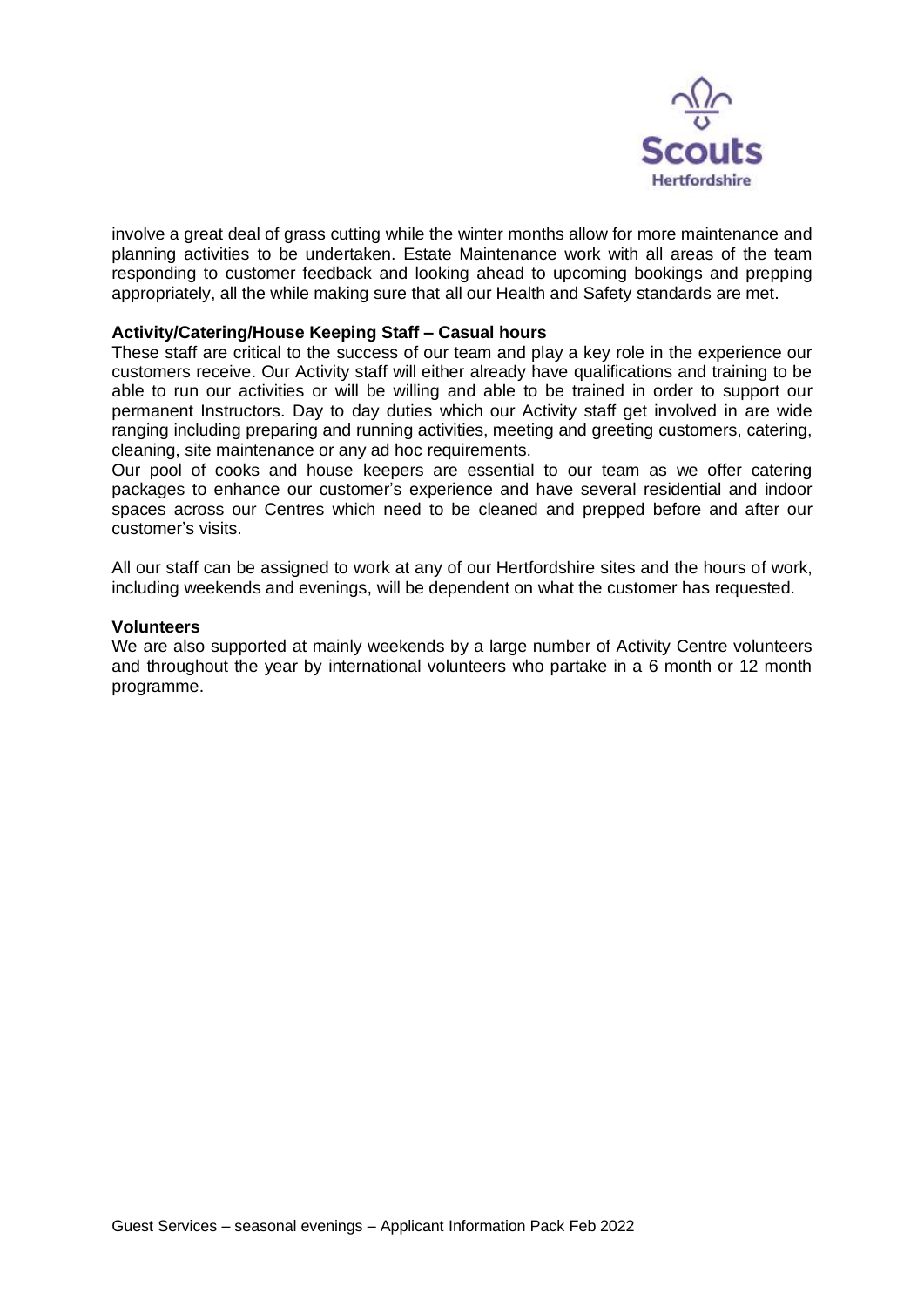involve a great deal of grass cutting while the winter months allow for more maintenance and planning activities to be undertaken. Estate Maintenance work with all areas of the team responding to customer feedback and looking ahead to upcoming bookings and prepping appropriately, all the while making sure that all our Health and Safety standards are met.

**Activity/Catering/House Keeping Staff – Casual hours**

These staff are critical to the success of our team and play a key role in the experience our customers receive. Our Activity staff will either already have qualifications and training to be able to run our activities or will be willing and able to be trained in order to support our permanent Instructors. Day to day duties which our Activity staff get involved in are wide ranging including preparing and running activities, meeting and greeting customers, catering, cleaning, site maintenance or any ad hoc requirements.

Our pool of cooks and house keepers are essential to our team as we offer catering packages to enhance our customer's experience and have several residential and indoor spaces across our Centres which need to be cleaned and prepped before and after our customer's visits.

All our staff can be assigned to work at any of our Hertfordshire sites and the hours of work, including weekends and evenings, will be dependent on what the customer has requested.

**Volunteers**

We are also supported at mainly weekends by a large number of Activity Centre volunteers and throughout the year by international volunteers who partake in a 6 month or 12 month programme.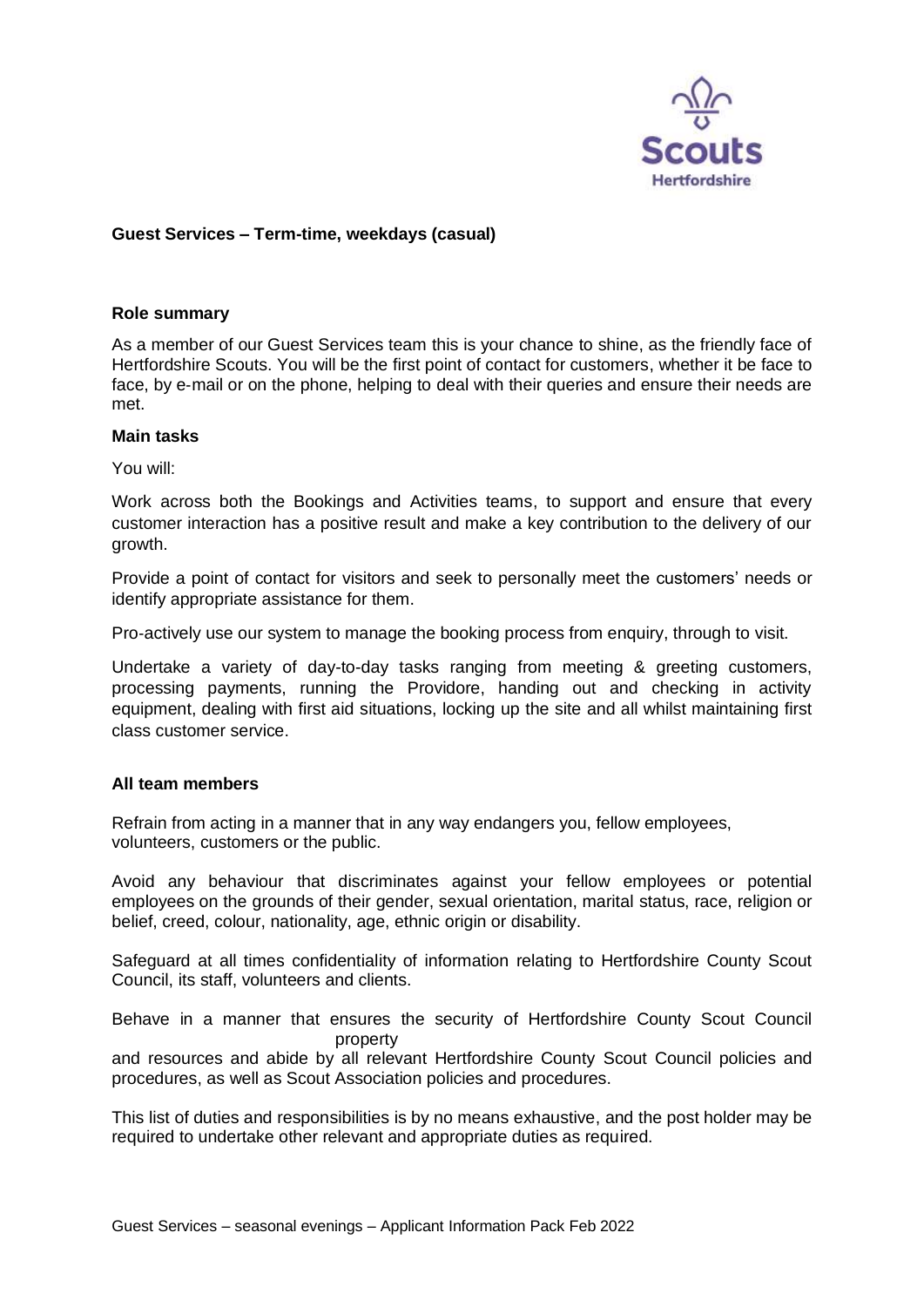**Guest Services – Term-time, weekdays (casual)**

**Role summary**

As a member of our Guest Services team this is your chance to shine, as the friendly face of Hertfordshire Scouts. You will be the first point of contact for customers, whether it be face to face, by e-mail or on the phone, helping to deal with their queries and ensure their needs are met.

**Main tasks**

You will:

Work across both the Bookings and Activities teams, to support and ensure that every customer interaction has a positive result and make a key contribution to the delivery of our growth.

Provide a point of contact for visitors and seek to personally meet the customers' needs or identify appropriate assistance for them.

Pro-actively use our system to manage the booking process from enquiry, through to visit.

Undertake a variety of day-to-day tasks ranging from meeting & greeting customers, processing payments, running the Providore, handing out and checking in activity equipment, dealing with first aid situations, locking up the site and all whilst maintaining first class customer service.

**All team members**

Refrain from acting in a manner that in any way endangers you, fellow employees, volunteers, customers or the public.

Avoid any behaviour that discriminates against your fellow employees or potential employees on the grounds of their gender, sexual orientation, marital status, race, religion or belief, creed, colour, nationality, age, ethnic origin or disability.

Safeguard at all times confidentiality of information relating to Hertfordshire County Scout Council, its staff, volunteers and clients.

Behave in a manner that ensures the security of Hertfordshire County Scout Council property and resources and abide by all relevant Hertfordshire County Scout Council policies and procedures, as well as Scout Association policies and procedures.

This list of duties and responsibilities is by no means exhaustive, and the post holder may be required to undertake other relevant and appropriate duties as required.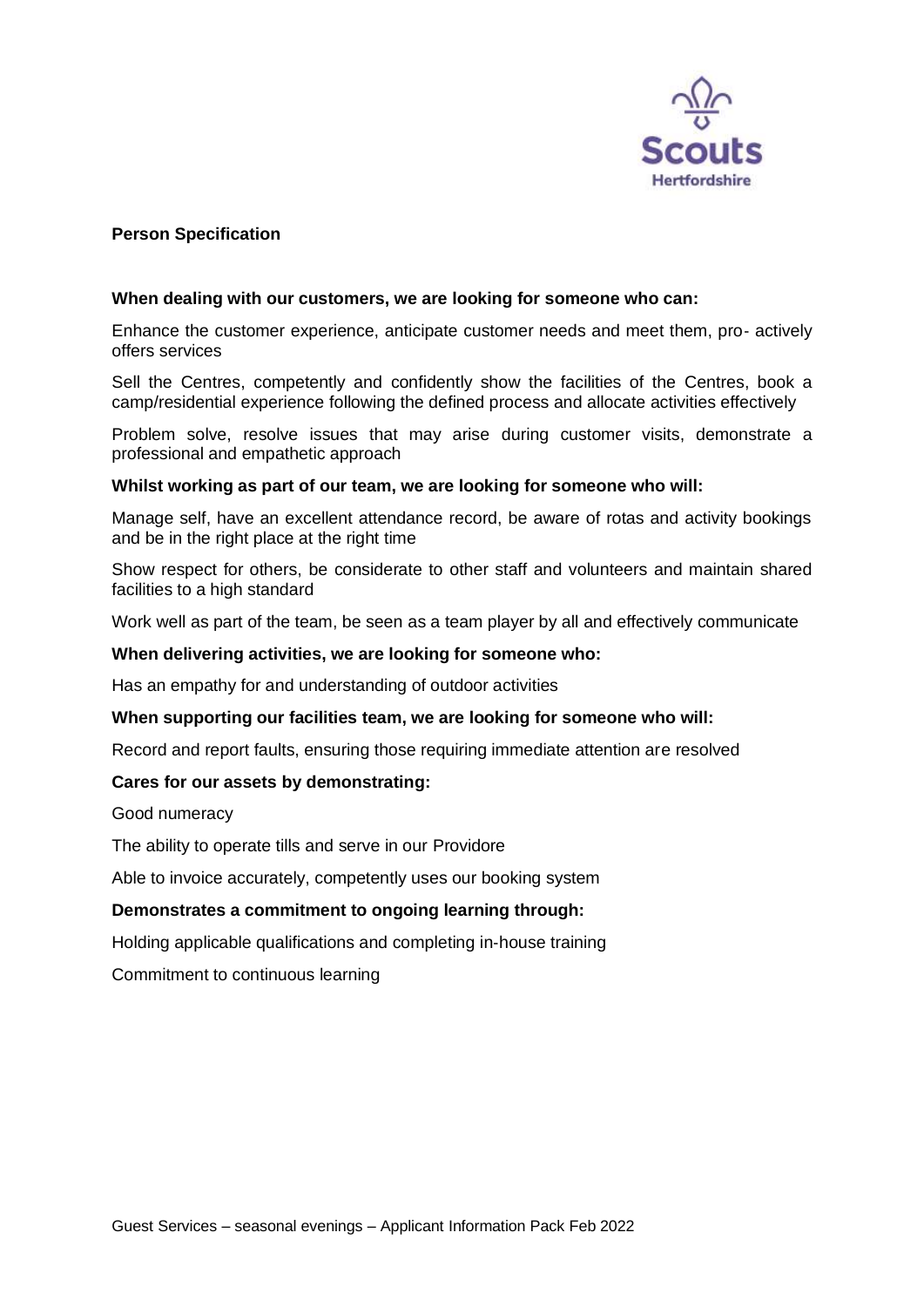## Person Specification

**When dealing with our customers, we are looking for someone who can:**

Enhance the customer experience, anticipate customer needs and meet them, pro- actively offers services

Sell the Centres, competently and confidently show the facilities of the Centres, book a camp/residential experience following the defined process and allocate activities effectively

Problem solve, resolve issues that may arise during customer visits, demonstrate a professional and empathetic approach

**Whilst working as part of our team, we are looking for someone who will:**

Manage self, have an excellent attendance record, be aware of rotas and activity bookings and be in the right place at the right time

Show respect for others, be considerate to other staff and volunteers and maintain shared facilities to a high standard

Work well as part of the team, be seen as a team player by all and effectively communicate

**When delivering activities, we are looking for someone who:**

Has an empathy for and understanding of outdoor activities

**When supporting our facilities team, we are looking for someone who will:**

Record and report faults, ensuring those requiring immediate attention are resolved

**Cares for our assets by demonstrating:**

Good numeracy

The ability to operate tills and serve in our Providore

Able to invoice accurately, competently uses our booking system

**Demonstrates a commitment to ongoing learning through:**

Holding applicable qualifications and completing in-house training

Commitment to continuous learning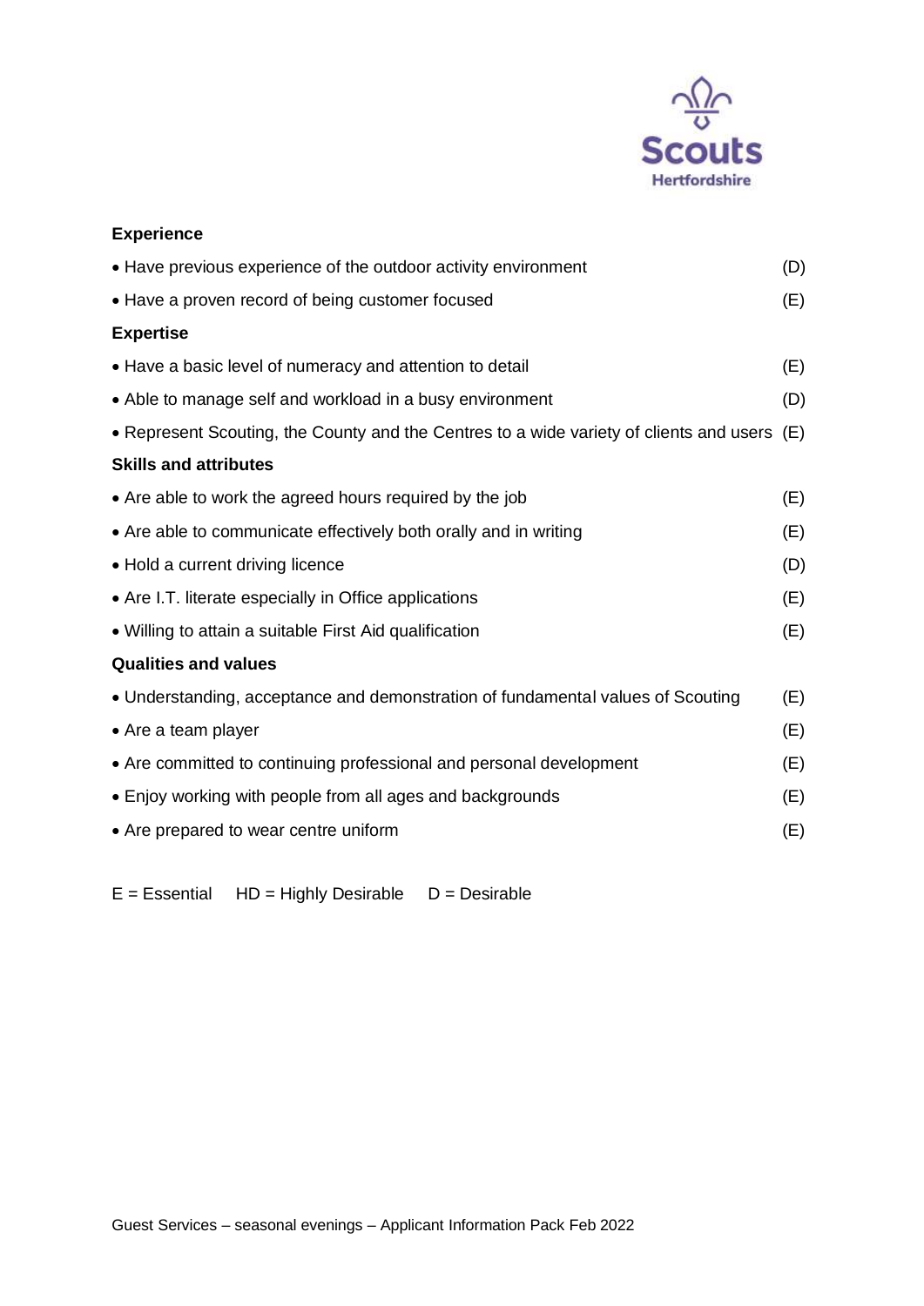**Experience**

- Have previous experience of the outdoor activity environment (D)
- Have a proven record of being customer focused (E)

**Expertise**

- Have a basic level of numeracy and attention to detail (E)
- Able to manage self and workload in a busy environment (D)
- Represent Scouting, the County and the Centres to a wide variety of clients and users (E)

**Skills and attributes**

- Are able to work the agreed hours required by the job (E)
- Are able to communicate effectively both orally and in writing (E)
- Hold a current driving licence (D)
- Are I.T. literate especially in Office applications (E)
- Willing to attain a suitable First Aid qualification (E)

**Qualities and values**

- Understanding, acceptance and demonstration of fundamental values of Scouting (E)
- Are a team player (E)
- Are committed to continuing professional and personal development (E)
- Enjoy working with people from all ages and backgrounds (E)
- Are prepared to wear centre uniform (E)

E = Essential HD = Highly Desirable D = Desirable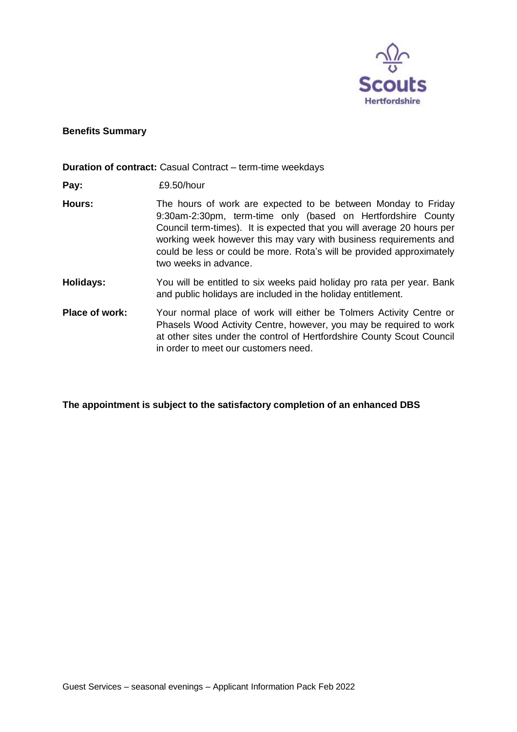**Benefits Summary**

**Duration of contract:** Casual Contract – term-time weekdays

**Pay:** £9.50/hour

**Hours:** The hours of work are expected to be between Monday to Friday 9:30am-2:30pm, term-time only (based on Hertfordshire County Council term-times). It is expected that you will average 20 hours per working week however this may vary with business requirements and could be less or could be more. Rota's will be provided approximately two weeks in advance.

**Holidays:** You will be entitled to six weeks paid holiday pro rata per year. Bank and public holidays are included in the holiday entitlement.

**Place of work:** Your normal place of work will either be Tolmers Activity Centre or Phasels Wood Activity Centre, however, you may be required to work at other sites under the control of Hertfordshire County Scout Council in order to meet our customers need.

**The appointment is subject to the satisfactory completion of an enhanced DBS**